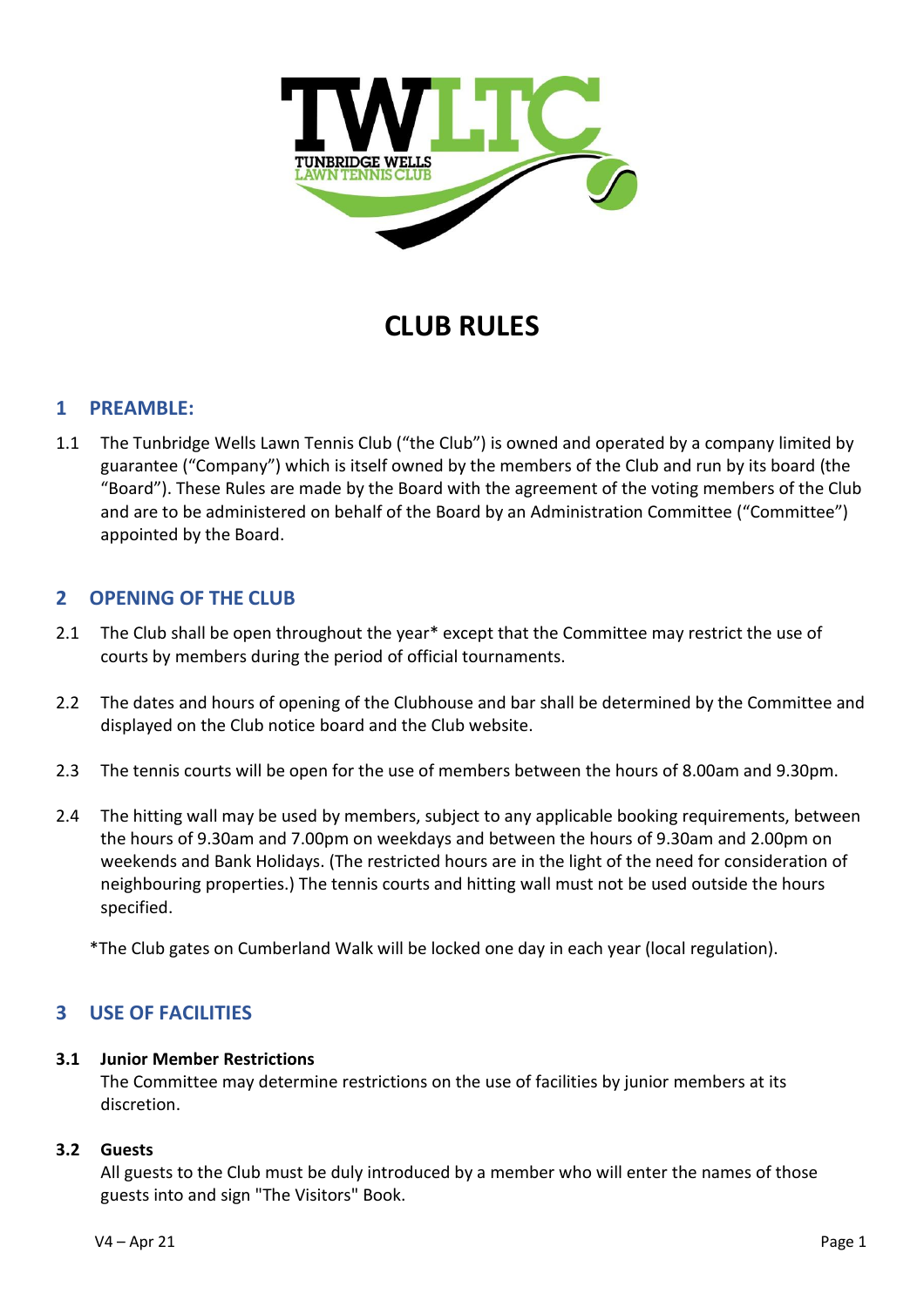# CLUB RULES

## 1 PREAMBLE:

1.1 The Tunbridge Wells Lawn Tennis Club ("the Club") is owned and operated by a company limited by guarantee ("Company") which is itself owned by the members of the Club and run by its board (the "Board"). These Rules are made by the Board with the agreement of the voting members of the Club and are to be administered on behalf of the Board by an Administration Committee ("Committee") appointed by the Board.

## 2 OPENING OF THE CLUB

2.1 The Club shall be open throughout the year* except that the Committee may restrict the use of courts by members during the period of official tournaments.

2.2 The dates and hours of opening of the Clubhouse and bar shall be determined by the Committee and displayed on the Club notice board and the Club website.

2.3 The tennis courts will be open for the use of members between the hours of 8.00am and 9.30pm.

2.4 The hitting wall may be used by members, subject to any applicable booking requirements, between the hours of 9.30am and 7.00pm on weekdays and between the hours of 9.30am and 2.00pm on weekends and Bank Holidays. (The restricted hours are in the light of the need for consideration of neighbouring properties.) The tennis courts and hitting wall must not be used outside the hours specified.

*The Club gates on Cumberland Walk will be locked one day in each year (local regulation).

## 3 USE OF FACILITIES

### 3.1 Junior Member Restrictions

The Committee may determine restrictions on the use of facilities by junior members at its discretion.

### 3.2 Guests

All guests to the Club must be duly introduced by a member who will enter the names of those guests into and sign "The Visitors" Book.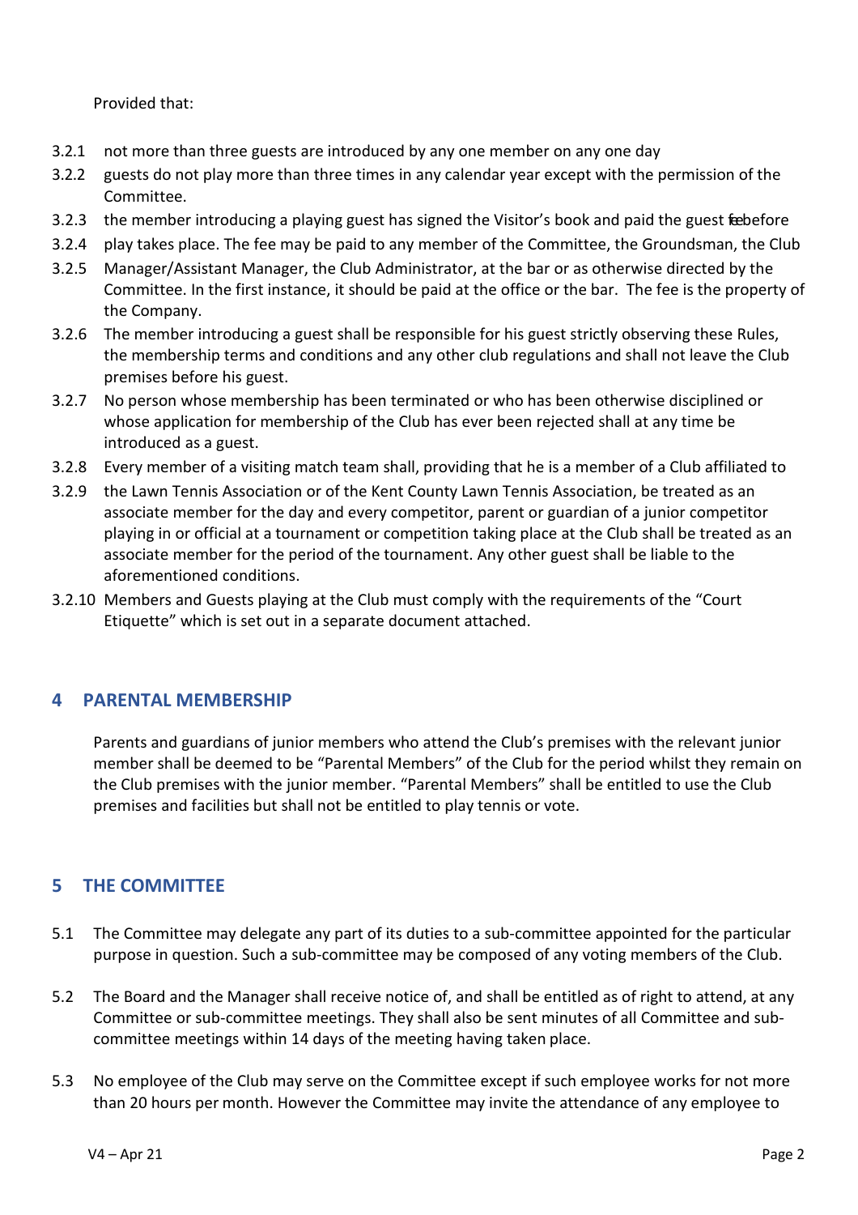Provided that:

3.2.1 not more than three guests are introduced by any one member on any one day

3.2.2 guests do not play more than three times in any calendar year except with the permission of the Committee.

3.2.3 the member introducing a playing guest has signed the Visitor's book and paid the guest fee before

3.2.4 play takes place. The fee may be paid to any member of the Committee, the Groundsman, the Club

3.2.5 Manager/Assistant Manager, the Club Administrator, at the bar or as otherwise directed by the Committee. In the first instance, it should be paid at the office or the bar. The fee is the property of the Company.

3.2.6 The member introducing a guest shall be responsible for his guest strictly observing these Rules, the membership terms and conditions and any other club regulations and shall not leave the Club premises before his guest.

3.2.7 No person whose membership has been terminated or who has been otherwise disciplined or whose application for membership of the Club has ever been rejected shall at any time be introduced as a guest.

3.2.8 Every member of a visiting match team shall, providing that he is a member of a Club affiliated to

3.2.9 the Lawn Tennis Association or of the Kent County Lawn Tennis Association, be treated as an associate member for the day and every competitor, parent or guardian of a junior competitor playing in or official at a tournament or competition taking place at the Club shall be treated as an associate member for the period of the tournament. Any other guest shall be liable to the aforementioned conditions.

3.2.10 Members and Guests playing at the Club must comply with the requirements of the "Court Etiquette" which is set out in a separate document attached.

## 4 PARENTAL MEMBERSHIP

Parents and guardians of junior members who attend the Club's premises with the relevant junior member shall be deemed to be "Parental Members" of the Club for the period whilst they remain on the Club premises with the junior member. "Parental Members" shall be entitled to use the Club premises and facilities but shall not be entitled to play tennis or vote.

## 5 THE COMMITTEE

5.1 The Committee may delegate any part of its duties to a sub-committee appointed for the particular purpose in question. Such a sub-committee may be composed of any voting members of the Club.

5.2 The Board and the Manager shall receive notice of, and shall be entitled as of right to attend, at any Committee or sub-committee meetings. They shall also be sent minutes of all Committee and sub-committee meetings within 14 days of the meeting having taken place.

5.3 No employee of the Club may serve on the Committee except if such employee works for not more than 20 hours per month. However the Committee may invite the attendance of any employee to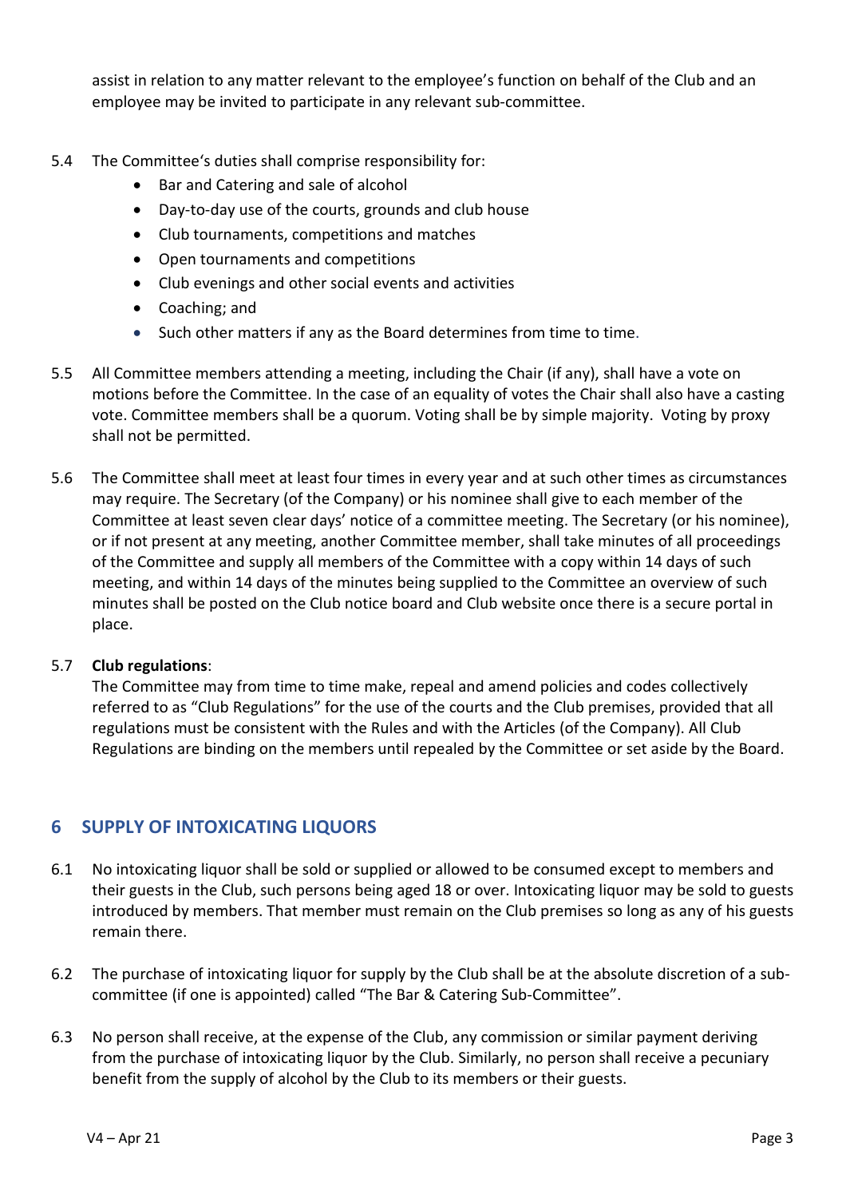assist in relation to any matter relevant to the employee's function on behalf of the Club and an employee may be invited to participate in any relevant sub-committee.

5.4 The Committee's duties shall comprise responsibility for:

- Bar and Catering and sale of alcohol
- Day-to-day use of the courts, grounds and club house
- Club tournaments, competitions and matches
- Open tournaments and competitions
- Club evenings and other social events and activities
- Coaching; and
- Such other matters if any as the Board determines from time to time.

5.5 All Committee members attending a meeting, including the Chair (if any), shall have a vote on motions before the Committee. In the case of an equality of votes the Chair shall also have a casting vote. Committee members shall be a quorum. Voting shall be by simple majority. Voting by proxy shall not be permitted.

5.6 The Committee shall meet at least four times in every year and at such other times as circumstances may require. The Secretary (of the Company) or his nominee shall give to each member of the Committee at least seven clear days' notice of a committee meeting. The Secretary (or his nominee), or if not present at any meeting, another Committee member, shall take minutes of all proceedings of the Committee and supply all members of the Committee with a copy within 14 days of such meeting, and within 14 days of the minutes being supplied to the Committee an overview of such minutes shall be posted on the Club notice board and Club website once there is a secure portal in place.

5.7 **Club regulations**:
The Committee may from time to time make, repeal and amend policies and codes collectively referred to as "Club Regulations" for the use of the courts and the Club premises, provided that all regulations must be consistent with the Rules and with the Articles (of the Company). All Club Regulations are binding on the members until repealed by the Committee or set aside by the Board.

## 6 SUPPLY OF INTOXICATING LIQUORS

6.1 No intoxicating liquor shall be sold or supplied or allowed to be consumed except to members and their guests in the Club, such persons being aged 18 or over. Intoxicating liquor may be sold to guests introduced by members. That member must remain on the Club premises so long as any of his guests remain there.

6.2 The purchase of intoxicating liquor for supply by the Club shall be at the absolute discretion of a sub-committee (if one is appointed) called "The Bar & Catering Sub-Committee".

6.3 No person shall receive, at the expense of the Club, any commission or similar payment deriving from the purchase of intoxicating liquor by the Club. Similarly, no person shall receive a pecuniary benefit from the supply of alcohol by the Club to its members or their guests.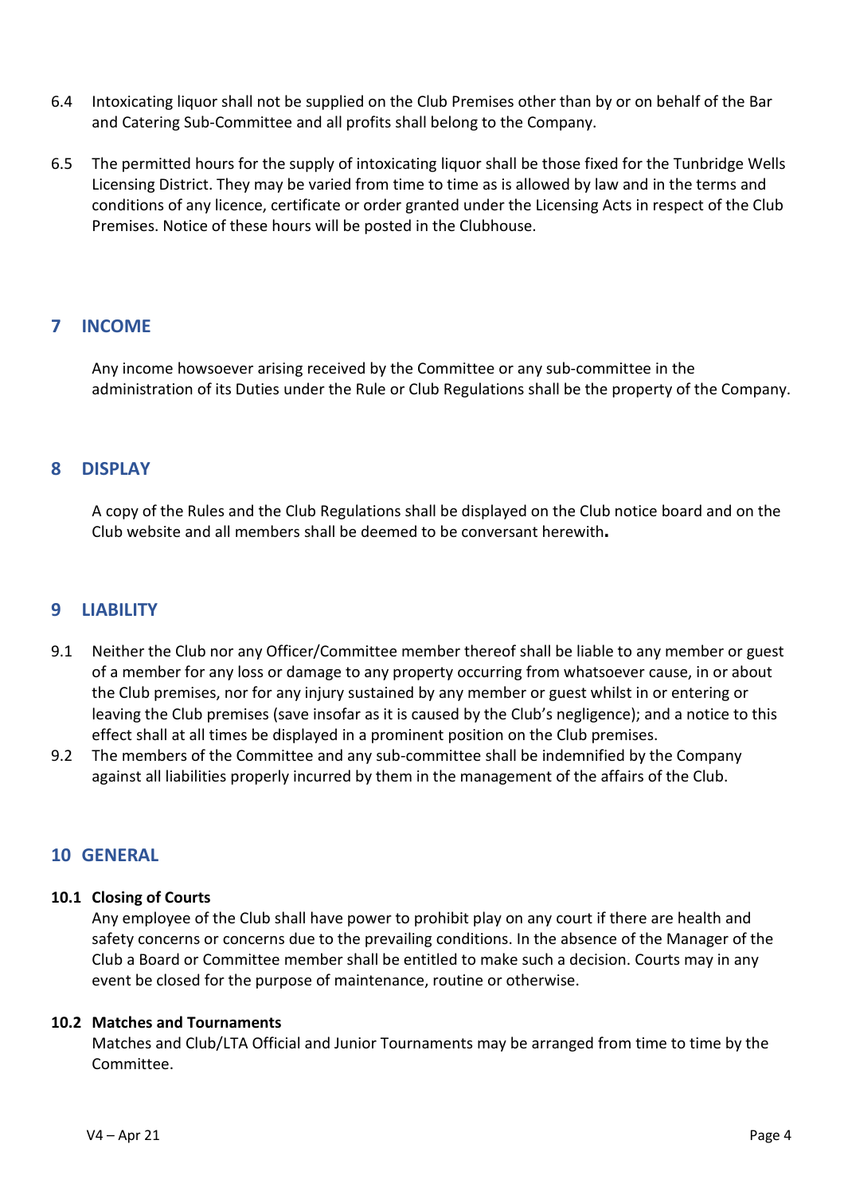6.4 Intoxicating liquor shall not be supplied on the Club Premises other than by or on behalf of the Bar and Catering Sub-Committee and all profits shall belong to the Company.

6.5 The permitted hours for the supply of intoxicating liquor shall be those fixed for the Tunbridge Wells Licensing District. They may be varied from time to time as is allowed by law and in the terms and conditions of any licence, certificate or order granted under the Licensing Acts in respect of the Club Premises. Notice of these hours will be posted in the Clubhouse.

## 7 INCOME

Any income howsoever arising received by the Committee or any sub-committee in the administration of its Duties under the Rule or Club Regulations shall be the property of the Company.

## 8 DISPLAY

A copy of the Rules and the Club Regulations shall be displayed on the Club notice board and on the Club website and all members shall be deemed to be conversant herewith**.**

## 9 LIABILITY

9.1 Neither the Club nor any Officer/Committee member thereof shall be liable to any member or guest of a member for any loss or damage to any property occurring from whatsoever cause, in or about the Club premises, nor for any injury sustained by any member or guest whilst in or entering or leaving the Club premises (save insofar as it is caused by the Club's negligence); and a notice to this effect shall at all times be displayed in a prominent position on the Club premises.

9.2 The members of the Committee and any sub-committee shall be indemnified by the Company against all liabilities properly incurred by them in the management of the affairs of the Club.

## 10 GENERAL

### 10.1 Closing of Courts

Any employee of the Club shall have power to prohibit play on any court if there are health and safety concerns or concerns due to the prevailing conditions. In the absence of the Manager of the Club a Board or Committee member shall be entitled to make such a decision. Courts may in any event be closed for the purpose of maintenance, routine or otherwise.

### 10.2 Matches and Tournaments

Matches and Club/LTA Official and Junior Tournaments may be arranged from time to time by the Committee.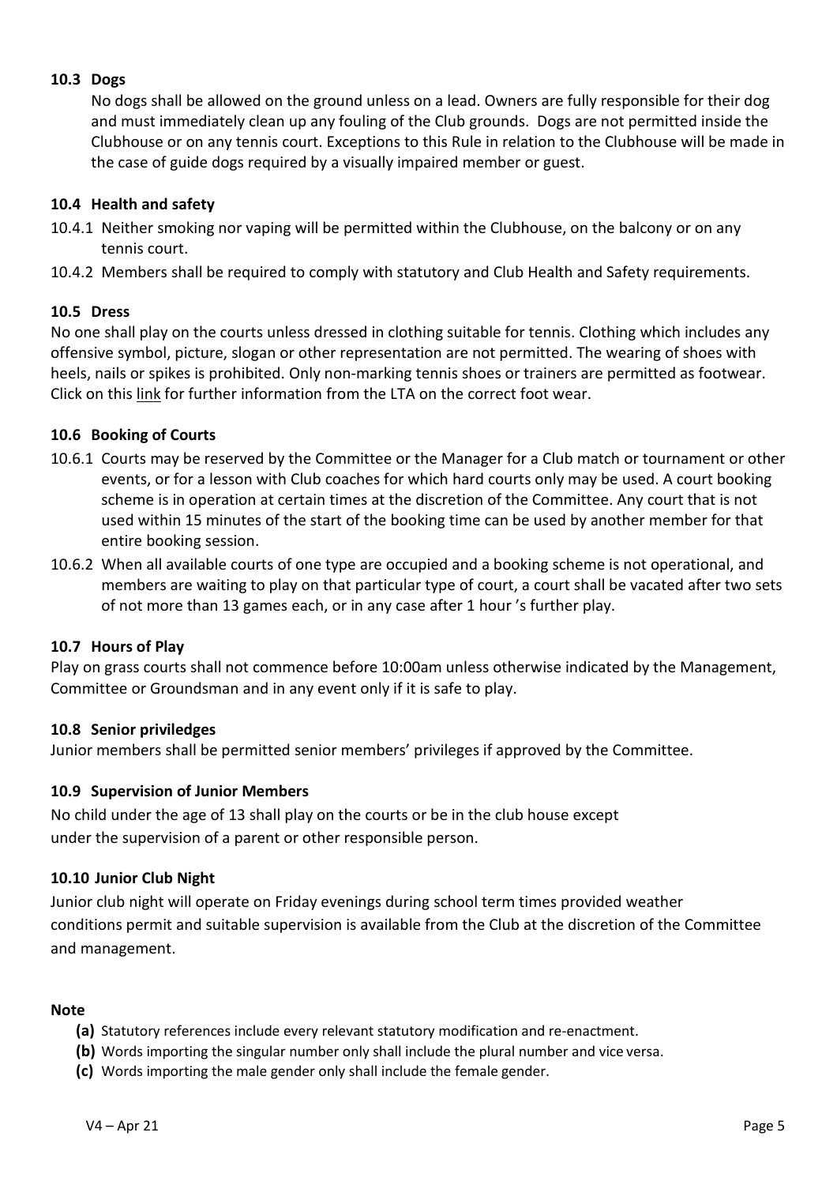### 10.3 Dogs

No dogs shall be allowed on the ground unless on a lead. Owners are fully responsible for their dog and must immediately clean up any fouling of the Club grounds. Dogs are not permitted inside the Clubhouse or on any tennis court. Exceptions to this Rule in relation to the Clubhouse will be made in the case of guide dogs required by a visually impaired member or guest.

### 10.4 Health and safety

10.4.1 Neither smoking nor vaping will be permitted within the Clubhouse, on the balcony or on any tennis court.

10.4.2 Members shall be required to comply with statutory and Club Health and Safety requirements.

### 10.5 Dress

No one shall play on the courts unless dressed in clothing suitable for tennis. Clothing which includes any offensive symbol, picture, slogan or other representation are not permitted. The wearing of shoes with heels, nails or spikes is prohibited. Only non-marking tennis shoes or trainers are permitted as footwear. Click on this link for further information from the LTA on the correct foot wear.

### 10.6 Booking of Courts

10.6.1 Courts may be reserved by the Committee or the Manager for a Club match or tournament or other events, or for a lesson with Club coaches for which hard courts only may be used. A court booking scheme is in operation at certain times at the discretion of the Committee. Any court that is not used within 15 minutes of the start of the booking time can be used by another member for that entire booking session.

10.6.2 When all available courts of one type are occupied and a booking scheme is not operational, and members are waiting to play on that particular type of court, a court shall be vacated after two sets of not more than 13 games each, or in any case after 1 hour 's further play.

### 10.7 Hours of Play

Play on grass courts shall not commence before 10:00am unless otherwise indicated by the Management, Committee or Groundsman and in any event only if it is safe to play.

### 10.8 Senior priviledges

Junior members shall be permitted senior members' privileges if approved by the Committee.

### 10.9 Supervision of Junior Members

No child under the age of 13 shall play on the courts or be in the club house except under the supervision of a parent or other responsible person.

### 10.10 Junior Club Night

Junior club night will operate on Friday evenings during school term times provided weather conditions permit and suitable supervision is available from the Club at the discretion of the Committee and management.

**Note**

**(a)** Statutory references include every relevant statutory modification and re-enactment.
**(b)** Words importing the singular number only shall include the plural number and vice versa.
**(c)** Words importing the male gender only shall include the female gender.

V4 – Apr 21